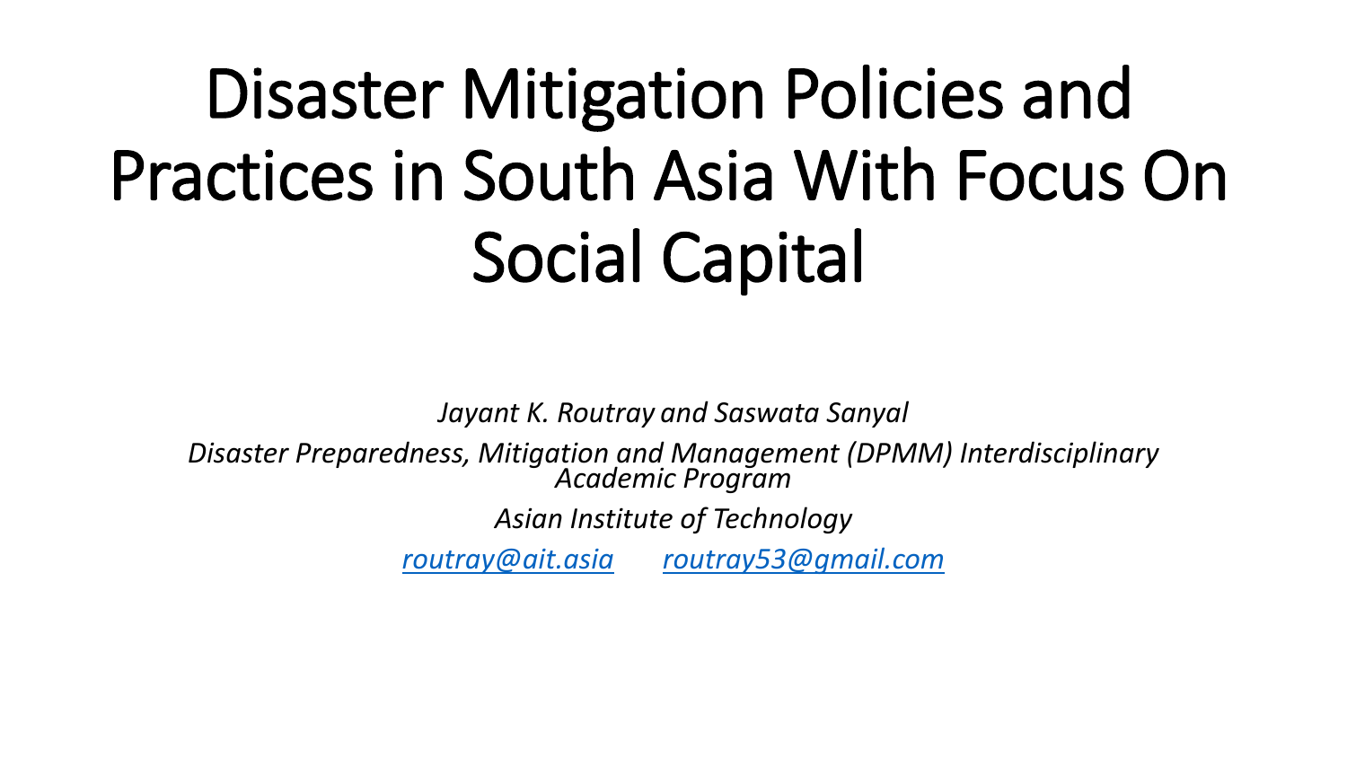# Disaster Mitigation Policies and Practices in South Asia With Focus On Social Capital

*Jayant K. Routray and Saswata Sanyal*

*Disaster Preparedness, Mitigation and Management (DPMM) Interdisciplinary Academic Program*

*Asian Institute of Technology*

*routray@ait.asia*  *routray53@gmail.com*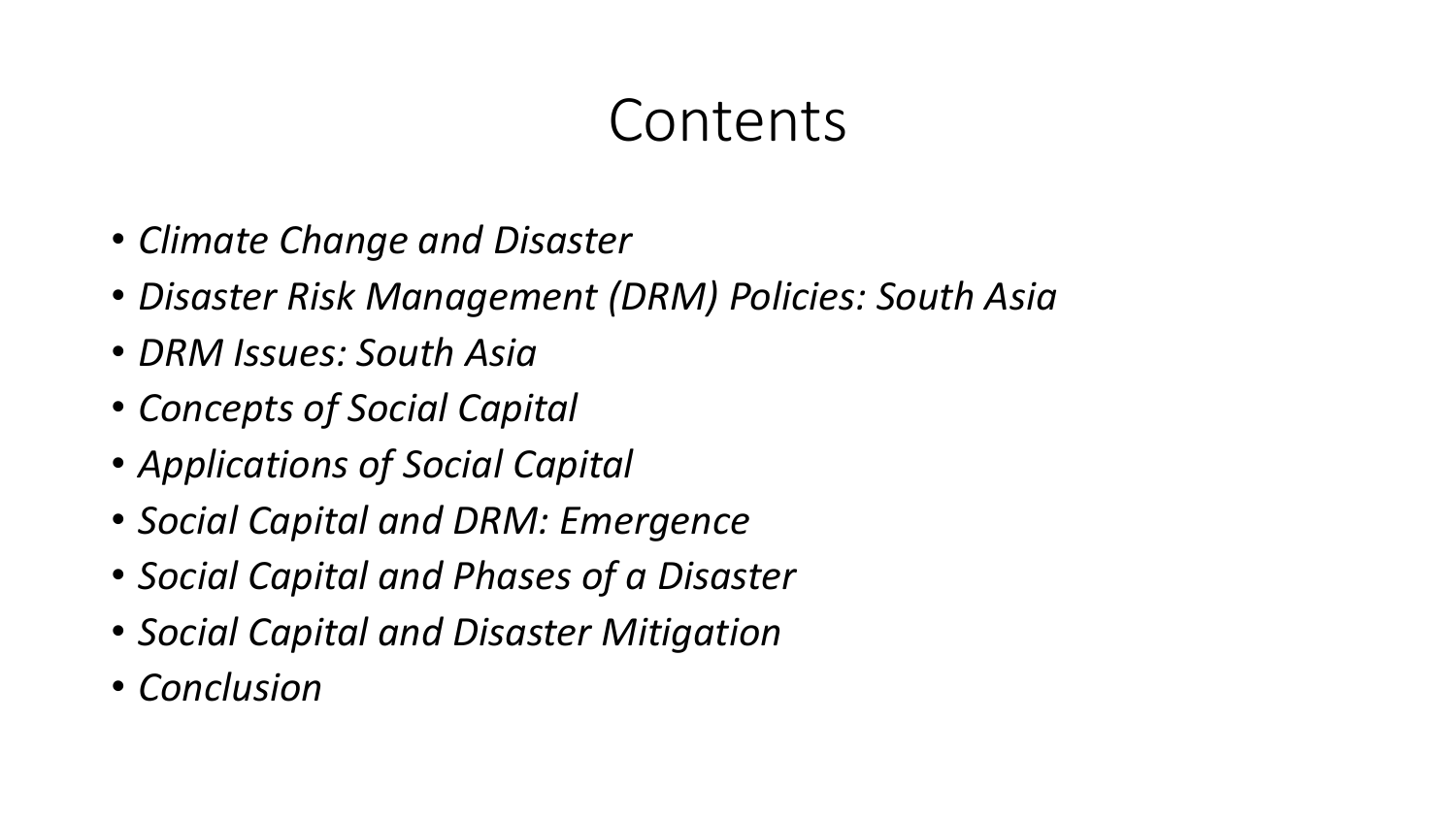# Contents

- *Climate Change and Disaster*
- *Disaster Risk Management (DRM) Policies: South Asia*
- *DRM Issues: South Asia*
- *Concepts of Social Capital*
- *Applications of Social Capital*
- *Social Capital and DRM: Emergence*
- *Social Capital and Phases of a Disaster*
- *Social Capital and Disaster Mitigation*
- *Conclusion*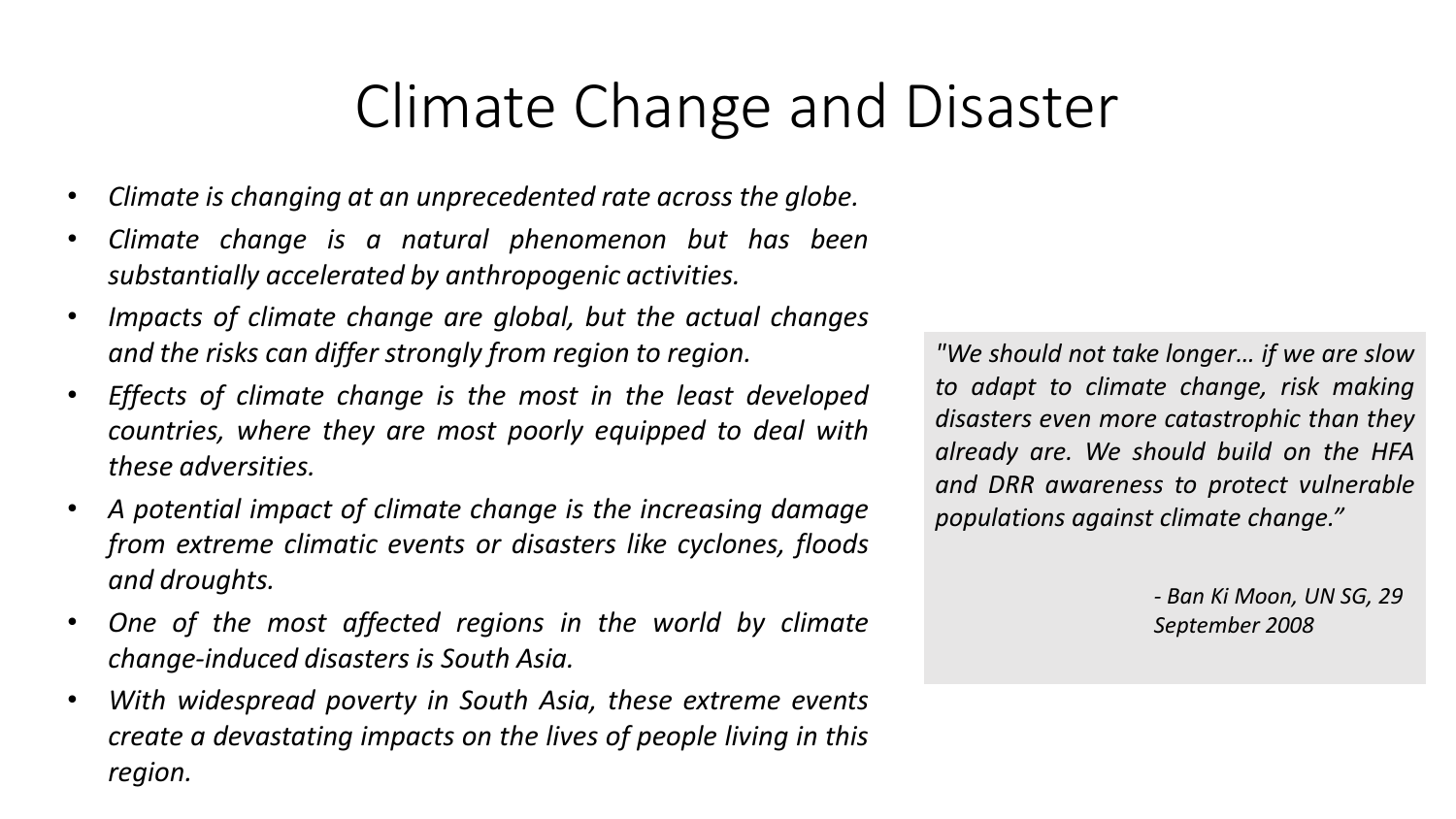# Climate Change and Disaster

- *Climate is changing at an unprecedented rate across the globe.*
- *Climate change is a natural phenomenon but has been substantially accelerated by anthropogenic activities.*
- *Impacts of climate change are global, but the actual changes and the risks can differ strongly from region to region.*
- *Effects of climate change is the most in the least developed countries, where they are most poorly equipped to deal with these adversities.*
- *A potential impact of climate change is the increasing damage from extreme climatic events or disasters like cyclones, floods and droughts.*
- *One of the most affected regions in the world by climate change-induced disasters is South Asia.*
- *With widespread poverty in South Asia, these extreme events create a devastating impacts on the lives of people living in this region.*

> *"We should not take longer… if we are slow to adapt to climate change, risk making disasters even more catastrophic than they already are. We should build on the HFA and DRR awareness to protect vulnerable populations against climate change."*
>
> *- Ban Ki Moon, UN SG, 29 September 2008*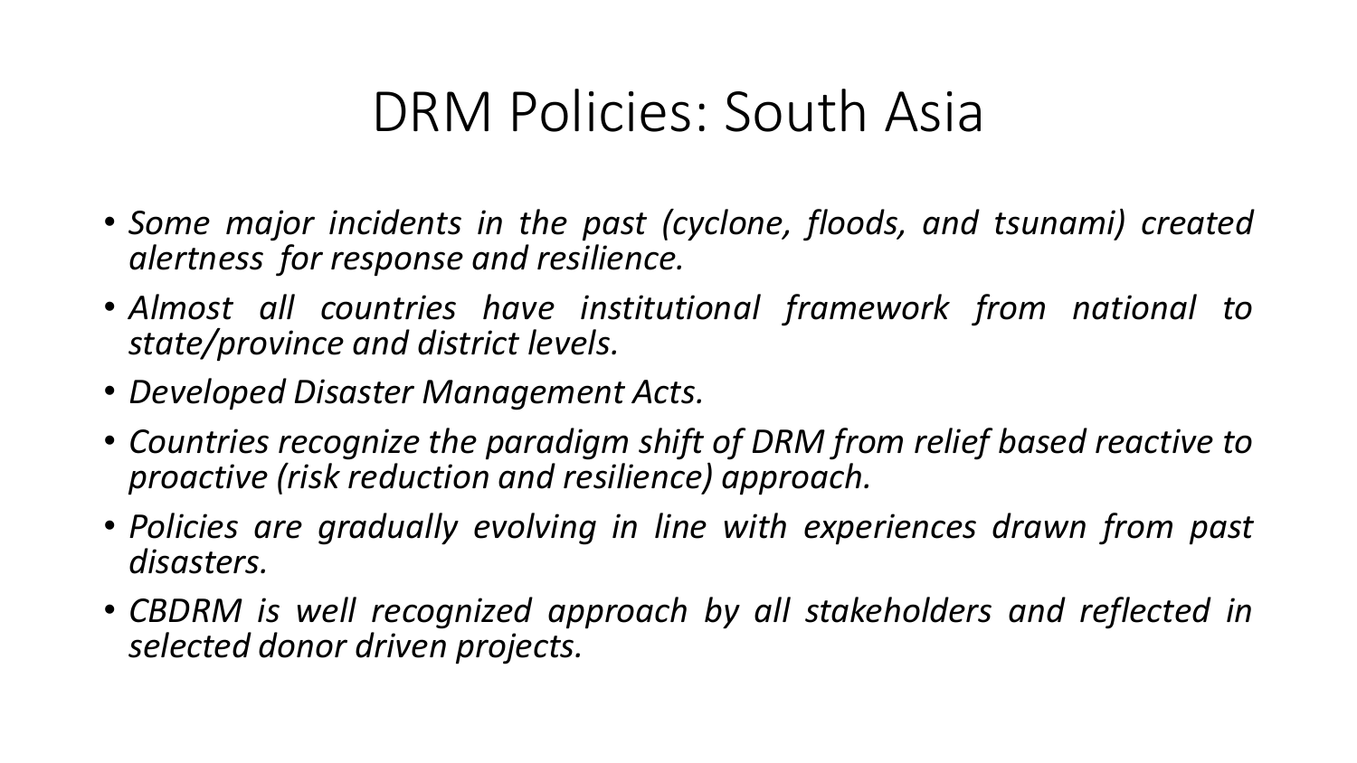# DRM Policies: South Asia

- *Some major incidents in the past (cyclone, floods, and tsunami) created alertness for response and resilience.*
- *Almost all countries have institutional framework from national to state/province and district levels.*
- *Developed Disaster Management Acts.*
- *Countries recognize the paradigm shift of DRM from relief based reactive to proactive (risk reduction and resilience) approach.*
- *Policies are gradually evolving in line with experiences drawn from past disasters.*
- *CBDRM is well recognized approach by all stakeholders and reflected in selected donor driven projects.*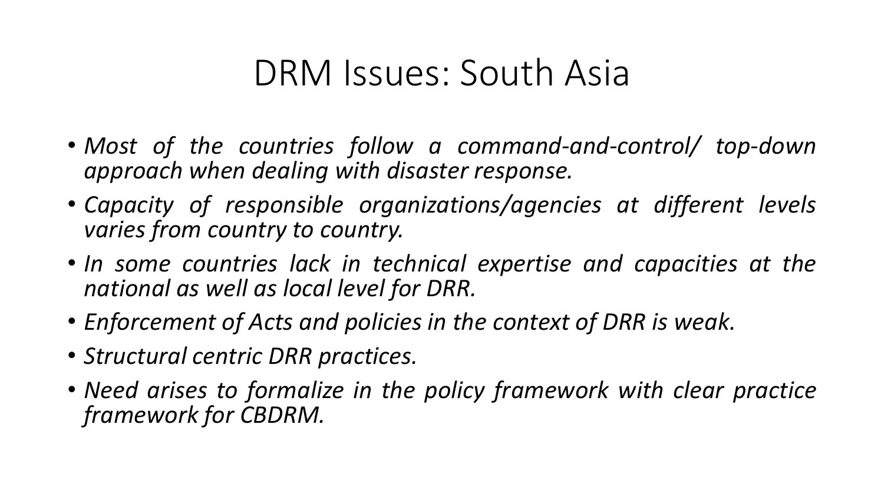# DRM Issues: South Asia

- *Most of the countries follow a command-and-control/ top-down approach when dealing with disaster response.*
- *Capacity of responsible organizations/agencies at different levels varies from country to country.*
- *In some countries lack in technical expertise and capacities at the national as well as local level for DRR.*
- *Enforcement of Acts and policies in the context of DRR is weak.*
- *Structural centric DRR practices.*
- *Need arises to formalize in the policy framework with clear practice framework for CBDRM.*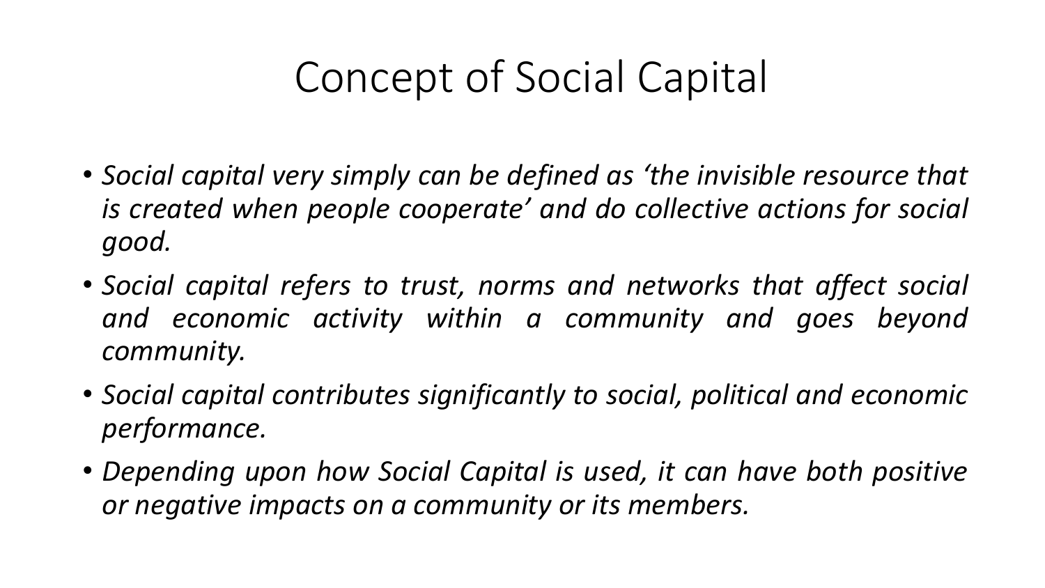# Concept of Social Capital

- *Social capital very simply can be defined as 'the invisible resource that is created when people cooperate' and do collective actions for social good.*
- *Social capital refers to trust, norms and networks that affect social and economic activity within a community and goes beyond community.*
- *Social capital contributes significantly to social, political and economic performance.*
- *Depending upon how Social Capital is used, it can have both positive or negative impacts on a community or its members.*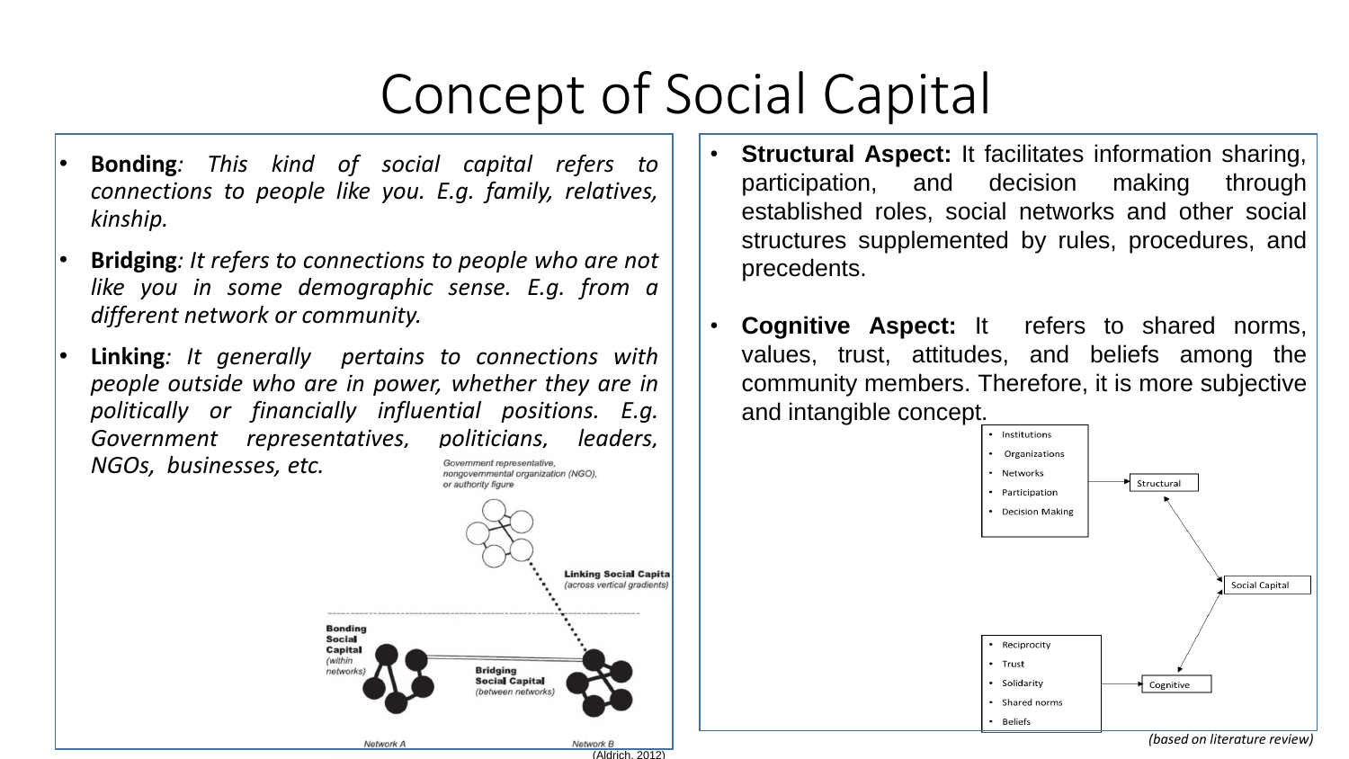# Concept of Social Capital

- **Bonding**: *This kind of social capital refers to connections to people like you. E.g. family, relatives, kinship.*
- **Bridging**: *It refers to connections to people who are not like you in some demographic sense. E.g. from a different network or community.*
- **Linking**: *It generally pertains to connections with people outside who are in power, whether they are in politically or financially influential positions. E.g. Government representatives, politicians, leaders, NGOs, businesses, etc.*

Government representative, nongovernmental organization (NGO), or authority figure

Linking Social Capital (across vertical gradients)

Bonding Social Capital (within networks)

Bridging Social Capital (between networks)

Network A

Network B

(Aldrich, 2012)

- **Structural Aspect:** It facilitates information sharing, participation, and decision making through established roles, social networks and other social structures supplemented by rules, procedures, and precedents.
- **Cognitive Aspect:** It refers to shared norms, values, trust, attitudes, and beliefs among the community members. Therefore, it is more subjective and intangible concept.

- Institutions
- Organizations
- Networks
- Participation
- Decision Making

Structural

Social Capital

- Reciprocity
- Trust
- Solidarity
- Shared norms
- Beliefs

Cognitive

*(based on literature review)*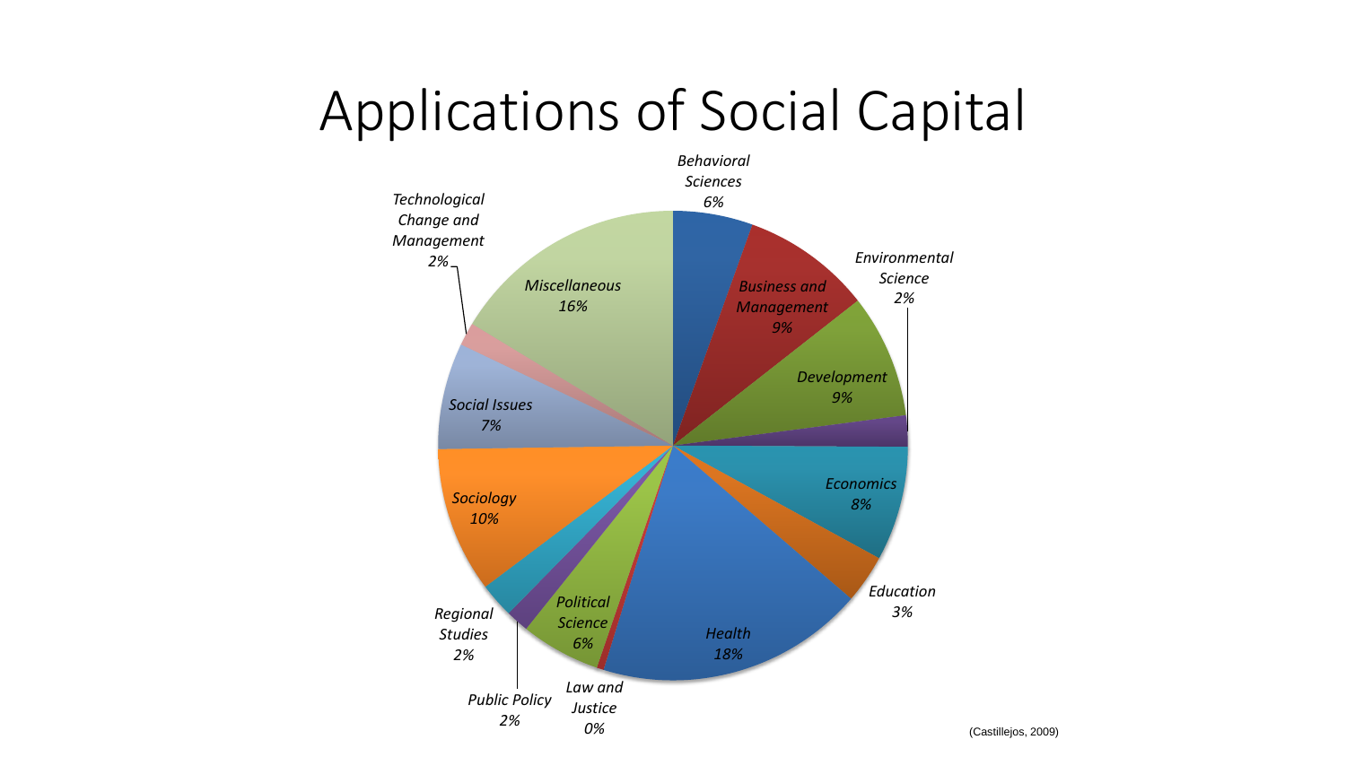# Applications of Social Capital

| Field | Percentage |
| --- | --- |
| Behavioral Sciences | 6% |
| Business and Management | 9% |
| Development | 9% |
| Environmental Science | 2% |
| Economics | 8% |
| Education | 3% |
| Health | 18% |
| Law and Justice | 0% |
| Political Science | 6% |
| Public Policy | 2% |
| Regional Studies | 2% |
| Sociology | 10% |
| Social Issues | 7% |
| Technological Change and Management | 2% |
| Miscellaneous | 16% |

(Castillejos, 2009)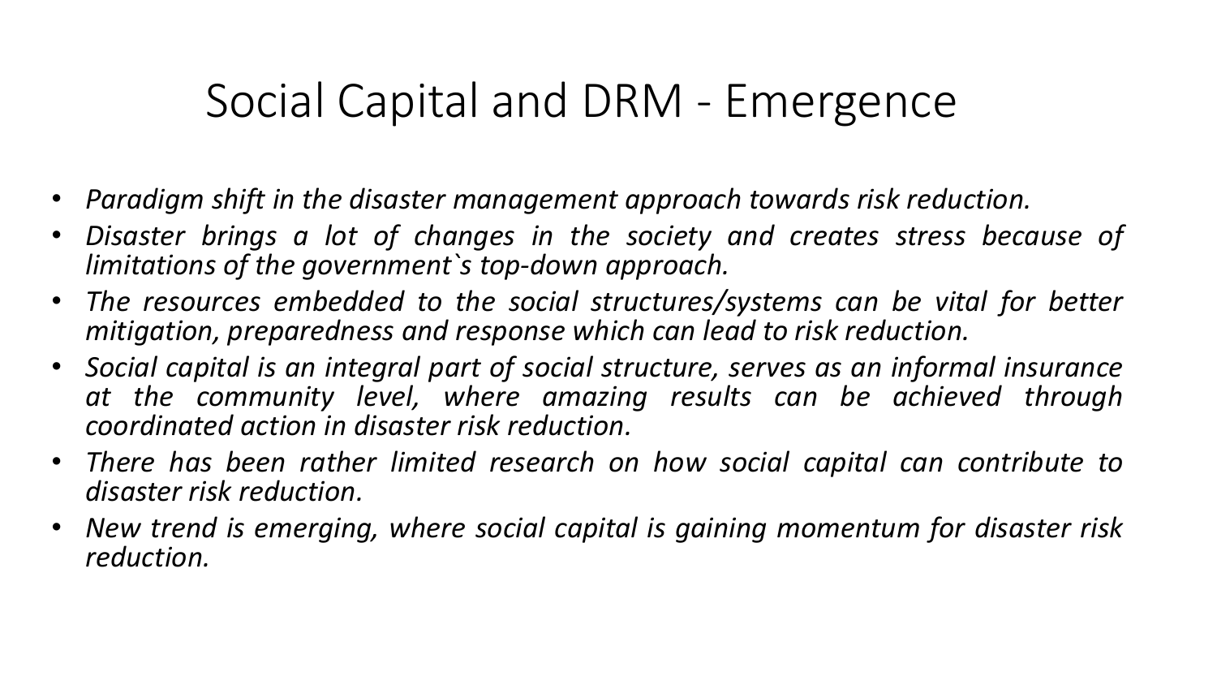# Social Capital and DRM - Emergence

- *Paradigm shift in the disaster management approach towards risk reduction.*
- *Disaster brings a lot of changes in the society and creates stress because of limitations of the government`s top-down approach.*
- *The resources embedded to the social structures/systems can be vital for better mitigation, preparedness and response which can lead to risk reduction.*
- *Social capital is an integral part of social structure, serves as an informal insurance at the community level, where amazing results can be achieved through coordinated action in disaster risk reduction.*
- *There has been rather limited research on how social capital can contribute to disaster risk reduction.*
- *New trend is emerging, where social capital is gaining momentum for disaster risk reduction.*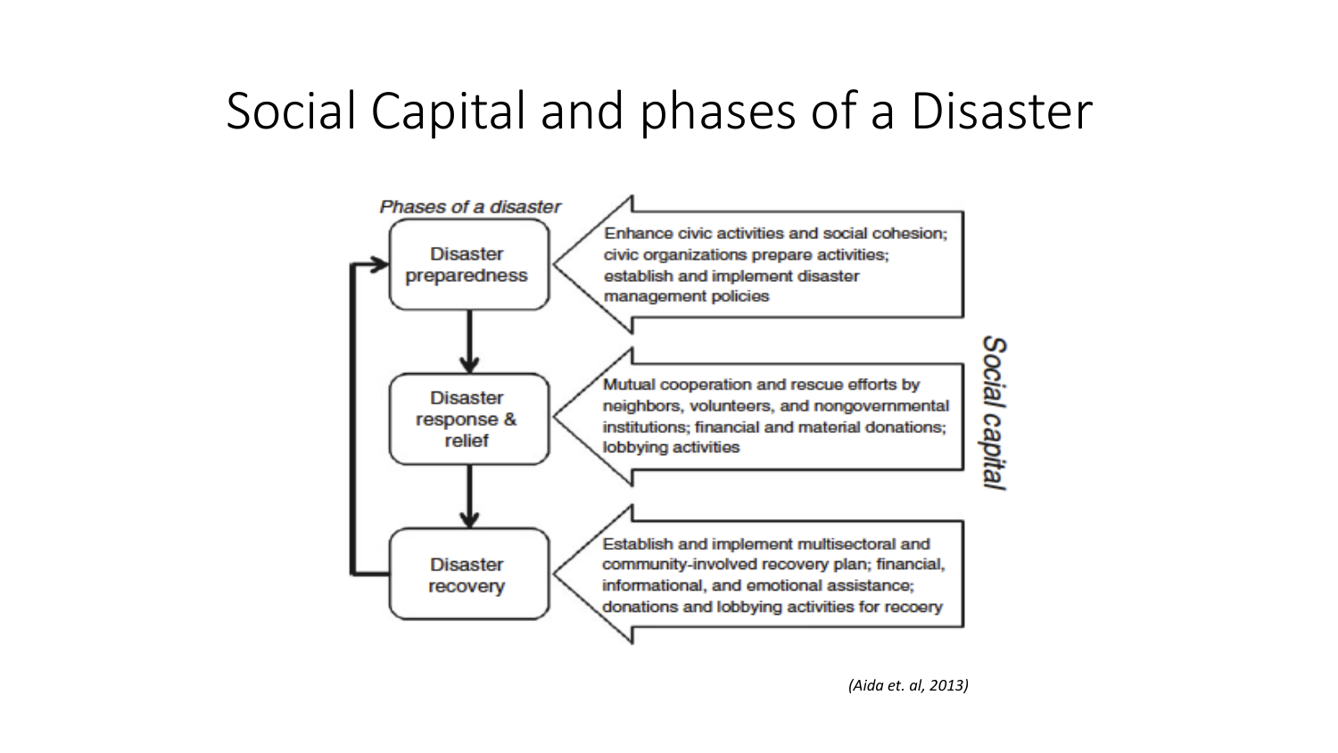# Social Capital and phases of a Disaster

*Phases of a disaster*

| Phases of a disaster | Social capital |
| --- | --- |
| Disaster preparedness | Enhance civic activities and social cohesion; civic organizations prepare activities; establish and implement disaster management policies |
| Disaster response & relief | Mutual cooperation and rescue efforts by neighbors, volunteers, and nongovernmental institutions; financial and material donations; lobbying activities |
| Disaster recovery | Establish and implement multisectoral and community-involved recovery plan; financial, informational, and emotional assistance; donations and lobbying activities for recoery |

*(Aida et. al, 2013)*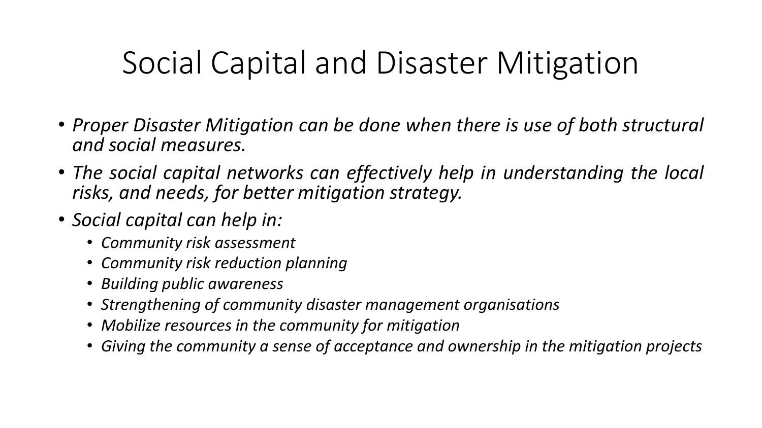# Social Capital and Disaster Mitigation

- *Proper Disaster Mitigation can be done when there is use of both structural and social measures.*
- *The social capital networks can effectively help in understanding the local risks, and needs, for better mitigation strategy.*
- *Social capital can help in:*
  - *Community risk assessment*
  - *Community risk reduction planning*
  - *Building public awareness*
  - *Strengthening of community disaster management organisations*
  - *Mobilize resources in the community for mitigation*
  - *Giving the community a sense of acceptance and ownership in the mitigation projects*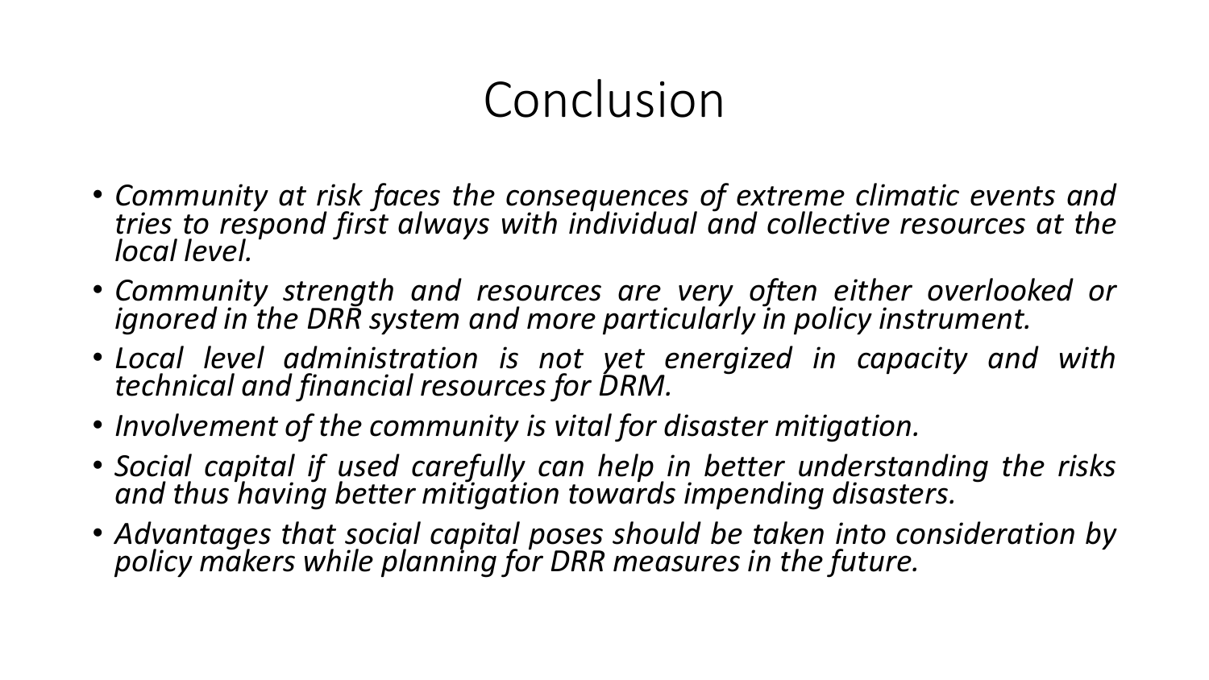# Conclusion

- *Community at risk faces the consequences of extreme climatic events and tries to respond first always with individual and collective resources at the local level.*
- *Community strength and resources are very often either overlooked or ignored in the DRR system and more particularly in policy instrument.*
- *Local level administration is not yet energized in capacity and with technical and financial resources for DRM.*
- *Involvement of the community is vital for disaster mitigation.*
- *Social capital if used carefully can help in better understanding the risks and thus having better mitigation towards impending disasters.*
- *Advantages that social capital poses should be taken into consideration by policy makers while planning for DRR measures in the future.*